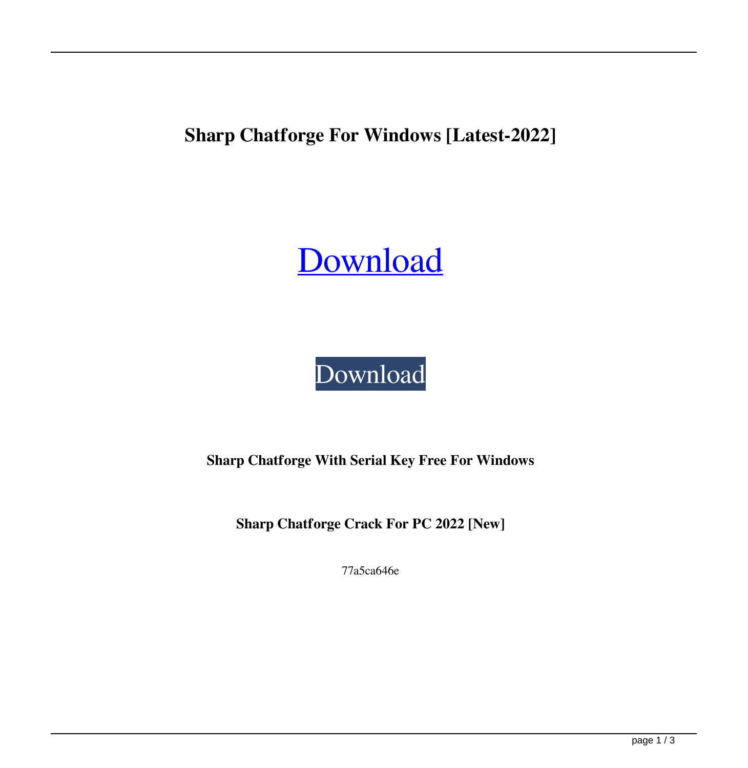# Sharp Chatforge For Windows [Latest-2022]

[Download](#)

[Download](#)

**Sharp Chatforge With Serial Key Free For Windows**

**Sharp Chatforge Crack For PC 2022 [New]**

77a5ca646e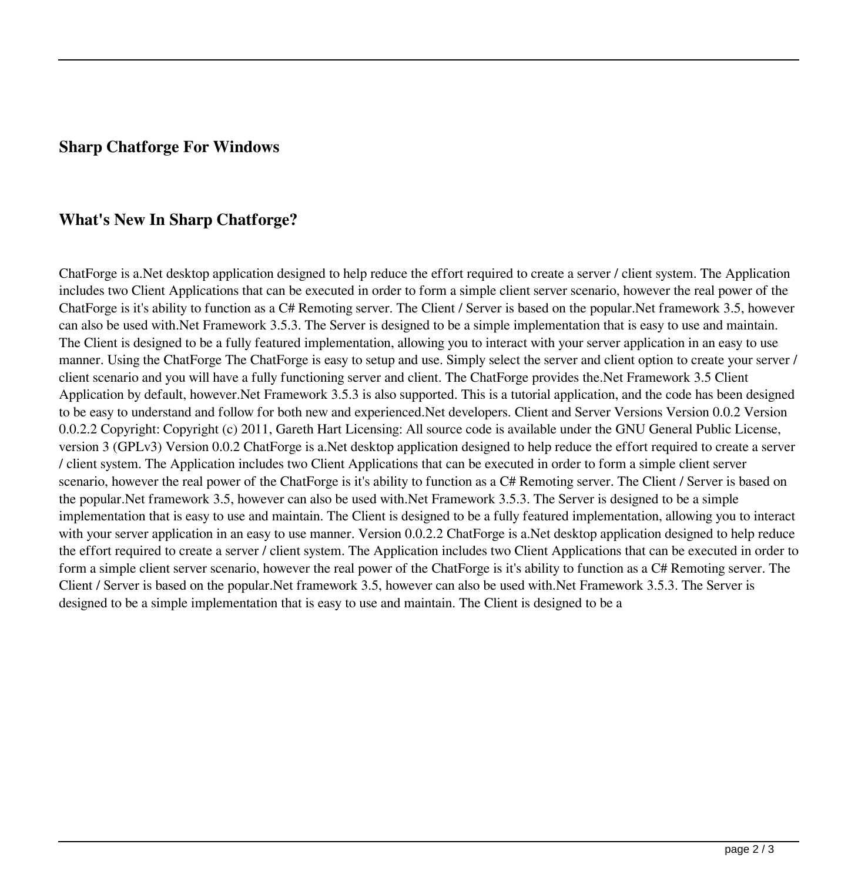## Sharp Chatforge For Windows

## What's New In Sharp Chatforge?

ChatForge is a.Net desktop application designed to help reduce the effort required to create a server / client system. The Application includes two Client Applications that can be executed in order to form a simple client server scenario, however the real power of the ChatForge is it's ability to function as a C# Remoting server. The Client / Server is based on the popular.Net framework 3.5, however can also be used with.Net Framework 3.5.3. The Server is designed to be a simple implementation that is easy to use and maintain. The Client is designed to be a fully featured implementation, allowing you to interact with your server application in an easy to use manner. Using the ChatForge The ChatForge is easy to setup and use. Simply select the server and client option to create your server / client scenario and you will have a fully functioning server and client. The ChatForge provides the.Net Framework 3.5 Client Application by default, however.Net Framework 3.5.3 is also supported. This is a tutorial application, and the code has been designed to be easy to understand and follow for both new and experienced.Net developers. Client and Server Versions Version 0.0.2 Version 0.0.2.2 Copyright: Copyright (c) 2011, Gareth Hart Licensing: All source code is available under the GNU General Public License, version 3 (GPLv3) Version 0.0.2 ChatForge is a.Net desktop application designed to help reduce the effort required to create a server / client system. The Application includes two Client Applications that can be executed in order to form a simple client server scenario, however the real power of the ChatForge is it's ability to function as a C# Remoting server. The Client / Server is based on the popular.Net framework 3.5, however can also be used with.Net Framework 3.5.3. The Server is designed to be a simple implementation that is easy to use and maintain. The Client is designed to be a fully featured implementation, allowing you to interact with your server application in an easy to use manner. Version 0.0.2.2 ChatForge is a.Net desktop application designed to help reduce the effort required to create a server / client system. The Application includes two Client Applications that can be executed in order to form a simple client server scenario, however the real power of the ChatForge is it's ability to function as a C# Remoting server. The Client / Server is based on the popular.Net framework 3.5, however can also be used with.Net Framework 3.5.3. The Server is designed to be a simple implementation that is easy to use and maintain. The Client is designed to be a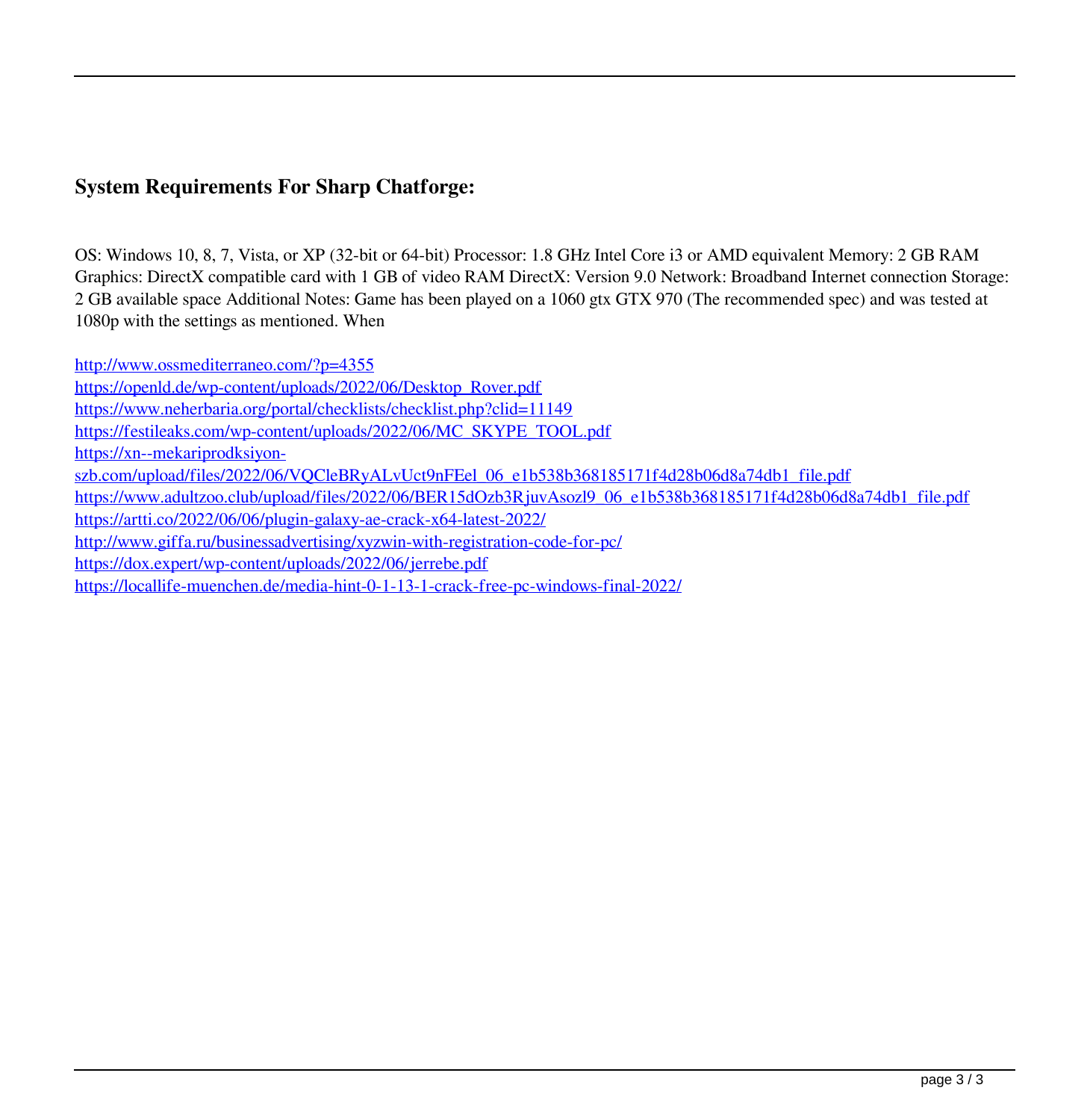## System Requirements For Sharp Chatforge:

OS: Windows 10, 8, 7, Vista, or XP (32-bit or 64-bit) Processor: 1.8 GHz Intel Core i3 or AMD equivalent Memory: 2 GB RAM Graphics: DirectX compatible card with 1 GB of video RAM DirectX: Version 9.0 Network: Broadband Internet connection Storage: 2 GB available space Additional Notes: Game has been played on a 1060 gtx GTX 970 (The recommended spec) and was tested at 1080p with the settings as mentioned. When

http://www.ossmediterraneo.com/?p=4355
https://openld.de/wp-content/uploads/2022/06/Desktop_Rover.pdf
https://www.neherbaria.org/portal/checklists/checklist.php?clid=11149
https://festileaks.com/wp-content/uploads/2022/06/MC_SKYPE_TOOL.pdf
https://xn--mekariprodksiyon-szb.com/upload/files/2022/06/VQCleBRyALvUct9nFEel_06_e1b538b368185171f4d28b06d8a74db1_file.pdf
https://www.adultzoo.club/upload/files/2022/06/BER15dOzb3RjuvAsozl9_06_e1b538b368185171f4d28b06d8a74db1_file.pdf
https://artti.co/2022/06/06/plugin-galaxy-ae-crack-x64-latest-2022/
http://www.giffa.ru/businessadvertising/xyzwin-with-registration-code-for-pc/
https://dox.expert/wp-content/uploads/2022/06/jerrebe.pdf
https://locallife-muenchen.de/media-hint-0-1-13-1-crack-free-pc-windows-final-2022/